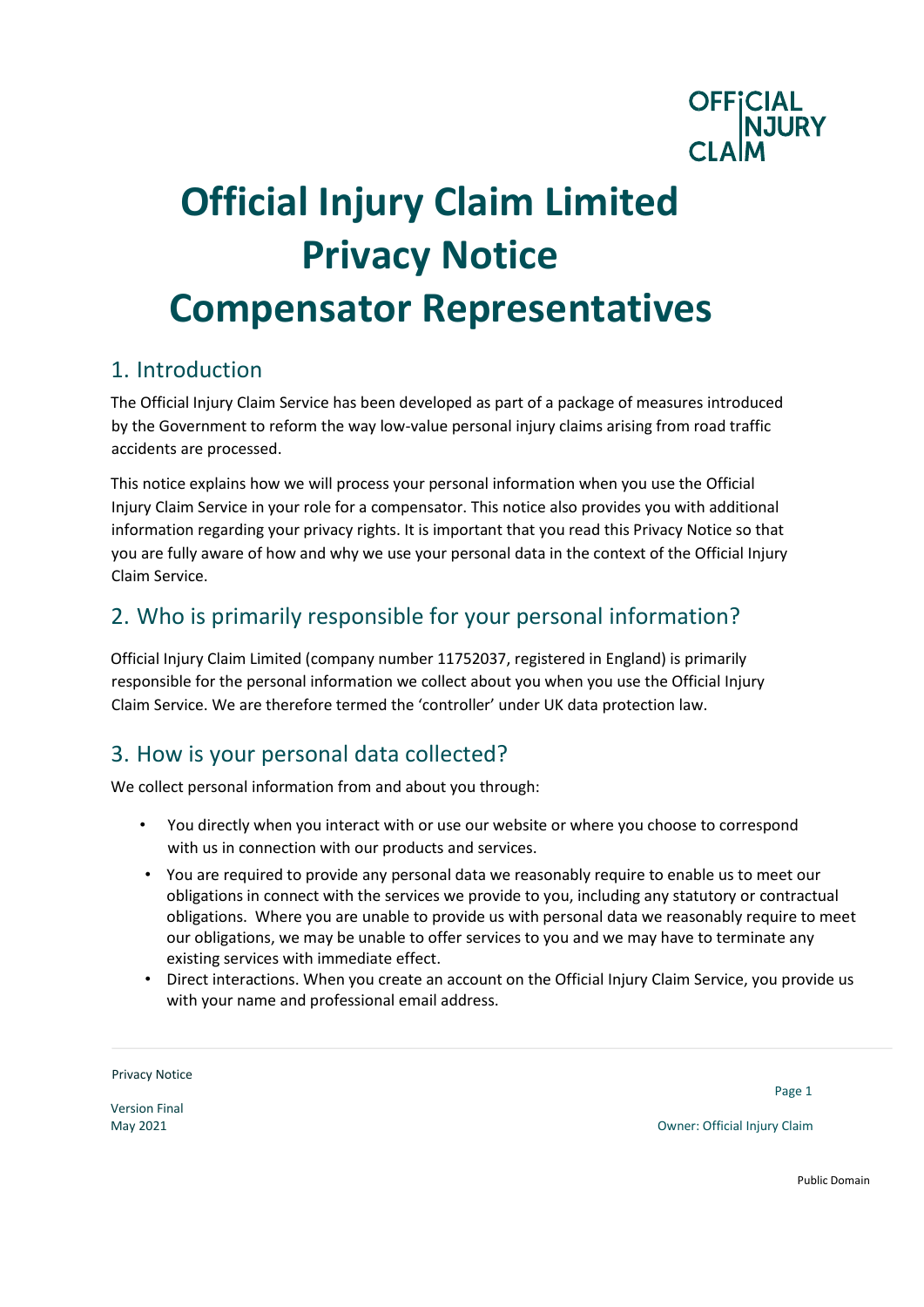# Official Injury Claim Limited Privacy Notice Compensator Representatives

## 1. Introduction

The Official Injury Claim Service has been developed as part of a package of measures introduced by the Government to reform the way low-value personal injury claims arising from road traffic accidents are processed.

This notice explains how we will process your personal information when you use the Official Injury Claim Service in your role for a compensator. This notice also provides you with additional information regarding your privacy rights. It is important that you read this Privacy Notice so that you are fully aware of how and why we use your personal data in the context of the Official Injury Claim Service.

## 2. Who is primarily responsible for your personal information?

Official Injury Claim Limited (company number 11752037, registered in England) is primarily responsible for the personal information we collect about you when you use the Official Injury Claim Service. We are therefore termed the 'controller' under UK data protection law.

## 3. How is your personal data collected?

We collect personal information from and about you through:

- You directly when you interact with or use our website or where you choose to correspond with us in connection with our products and services.
- You are required to provide any personal data we reasonably require to enable us to meet our obligations in connect with the services we provide to you, including any statutory or contractual obligations. Where you are unable to provide us with personal data we reasonably require to meet our obligations, we may be unable to offer services to you and we may have to terminate any existing services with immediate effect.
- Direct interactions. When you create an account on the Official Injury Claim Service, you provide us with your name and professional email address.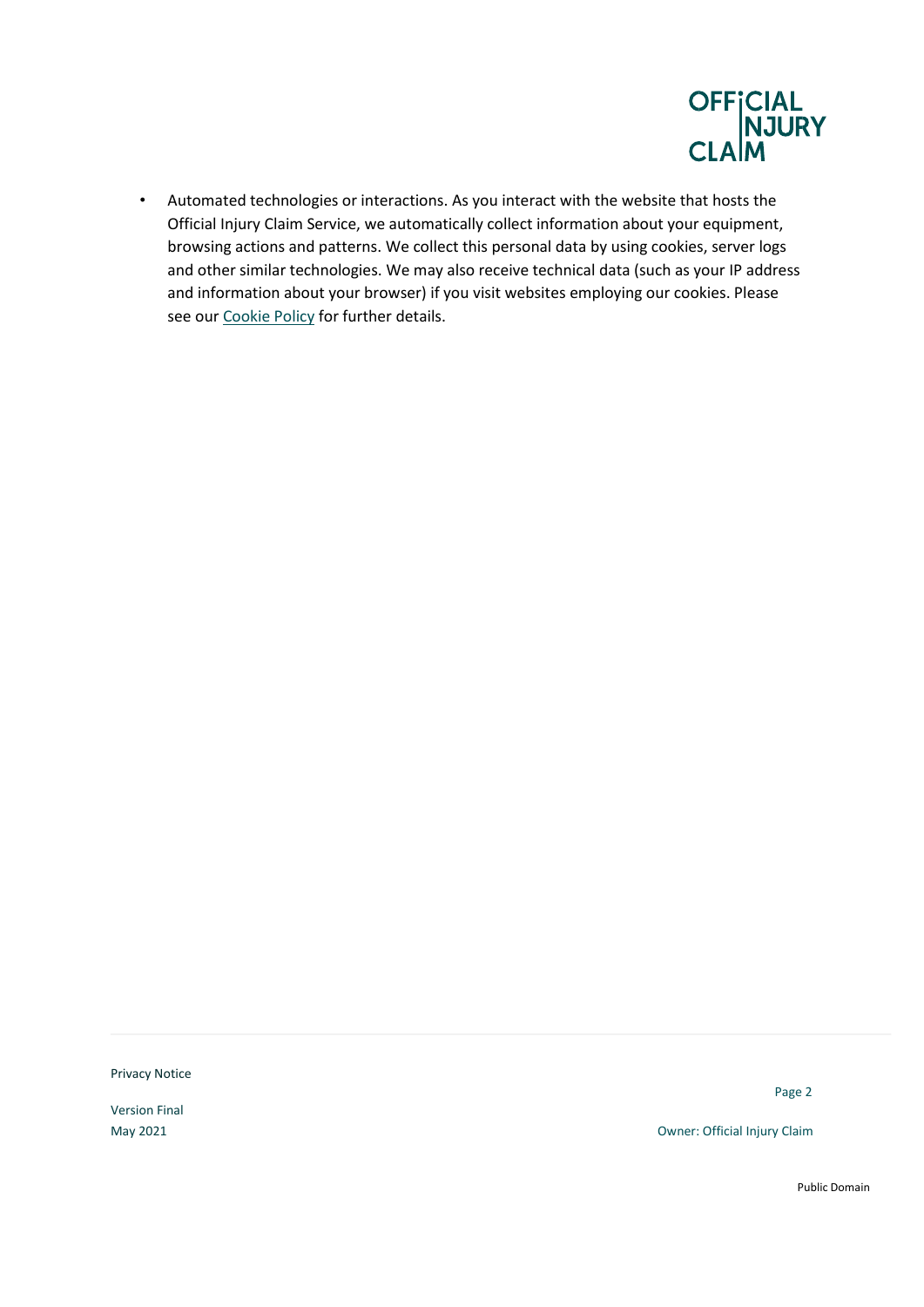- Automated technologies or interactions. As you interact with the website that hosts the Official Injury Claim Service, we automatically collect information about your equipment, browsing actions and patterns. We collect this personal data by using cookies, server logs and other similar technologies. We may also receive technical data (such as your IP address and information about your browser) if you visit websites employing our cookies. Please see our Cookie Policy for further details.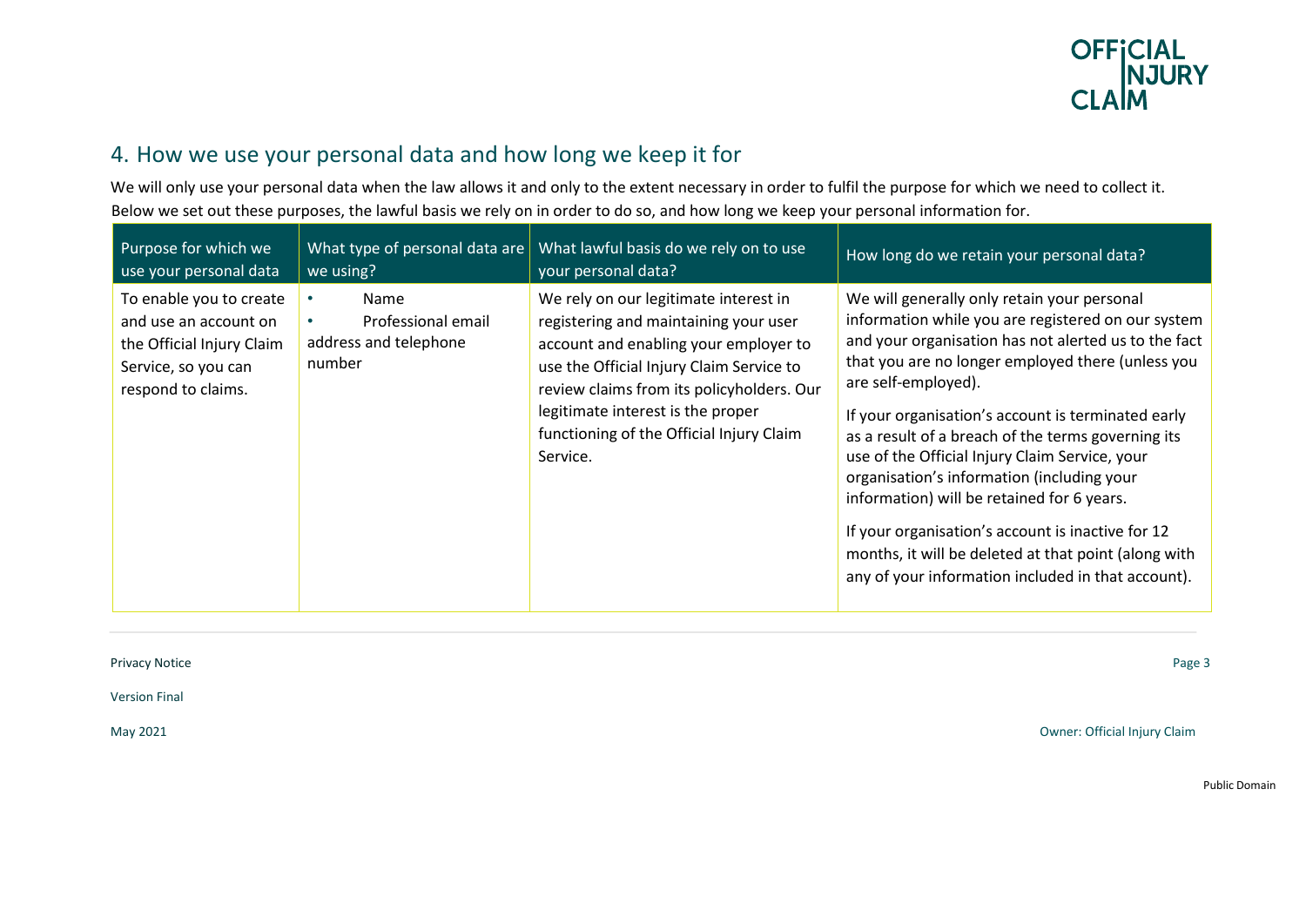## 4. How we use your personal data and how long we keep it for

We will only use your personal data when the law allows it and only to the extent necessary in order to fulfil the purpose for which we need to collect it. Below we set out these purposes, the lawful basis we rely on in order to do so, and how long we keep your personal information for.

| Purpose for which we use your personal data | What type of personal data are we using? | What lawful basis do we rely on to use your personal data? | How long do we retain your personal data? |
|---|---|---|---|
| To enable you to create and use an account on the Official Injury Claim Service, so you can respond to claims. | • Name<br>• Professional email address and telephone number | We rely on our legitimate interest in registering and maintaining your user account and enabling your employer to use the Official Injury Claim Service to review claims from its policyholders. Our legitimate interest is the proper functioning of the Official Injury Claim Service. | We will generally only retain your personal information while you are registered on our system and your organisation has not alerted us to the fact that you are no longer employed there (unless you are self-employed).<br><br>If your organisation's account is terminated early as a result of a breach of the terms governing its use of the Official Injury Claim Service, your organisation's information (including your information) will be retained for 6 years.<br><br>If your organisation's account is inactive for 12 months, it will be deleted at that point (along with any of your information included in that account). |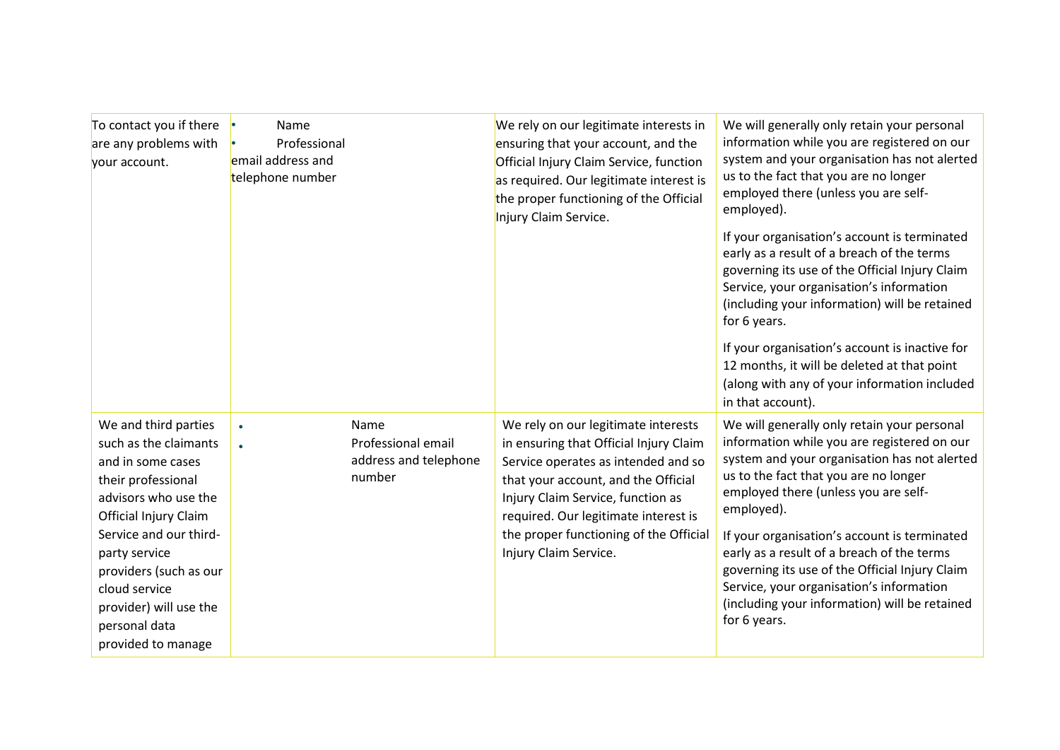| | | | |
|---|---|---|---|
| To contact you if there are any problems with your account. | • Name<br>• Professional email address and telephone number | We rely on our legitimate interests in ensuring that your account, and the Official Injury Claim Service, function as required. Our legitimate interest is the proper functioning of the Official Injury Claim Service. | We will generally only retain your personal information while you are registered on our system and your organisation has not alerted us to the fact that you are no longer employed there (unless you are self-employed).<br><br>If your organisation's account is terminated early as a result of a breach of the terms governing its use of the Official Injury Claim Service, your organisation's information (including your information) will be retained for 6 years.<br><br>If your organisation's account is inactive for 12 months, it will be deleted at that point (along with any of your information included in that account). |
| We and third parties such as the claimants and in some cases their professional advisors who use the Official Injury Claim Service and our third-party service providers (such as our cloud service provider) will use the personal data provided to manage | • Name<br>• Professional email address and telephone number | We rely on our legitimate interests in ensuring that Official Injury Claim Service operates as intended and so that your account, and the Official Injury Claim Service, function as required. Our legitimate interest is the proper functioning of the Official Injury Claim Service. | We will generally only retain your personal information while you are registered on our system and your organisation has not alerted us to the fact that you are no longer employed there (unless you are self-employed).<br><br>If your organisation's account is terminated early as a result of a breach of the terms governing its use of the Official Injury Claim Service, your organisation's information (including your information) will be retained for 6 years. |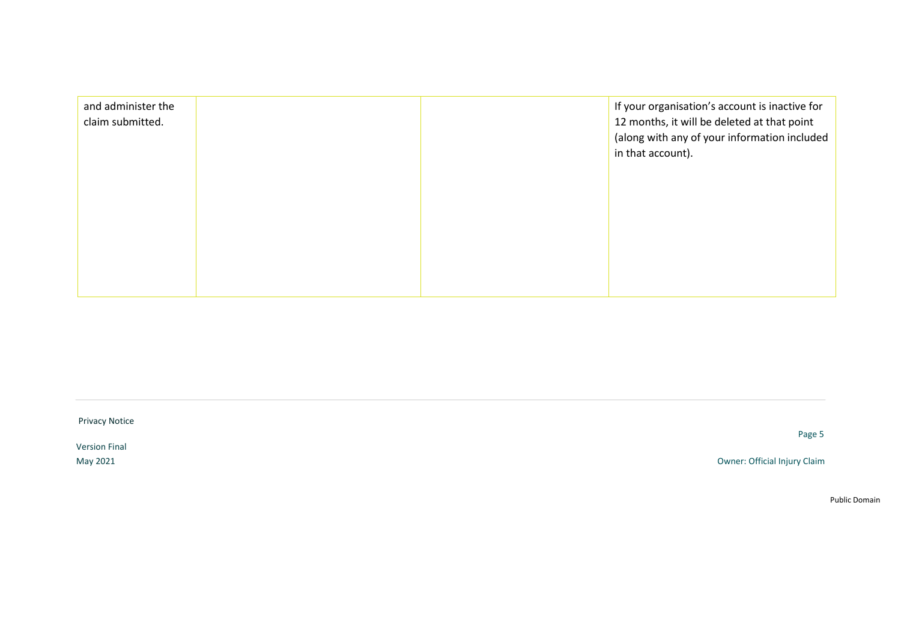| | | | |
|---|---|---|---|
| and administer the claim submitted. | | | If your organisation's account is inactive for 12 months, it will be deleted at that point (along with any of your information included in that account). |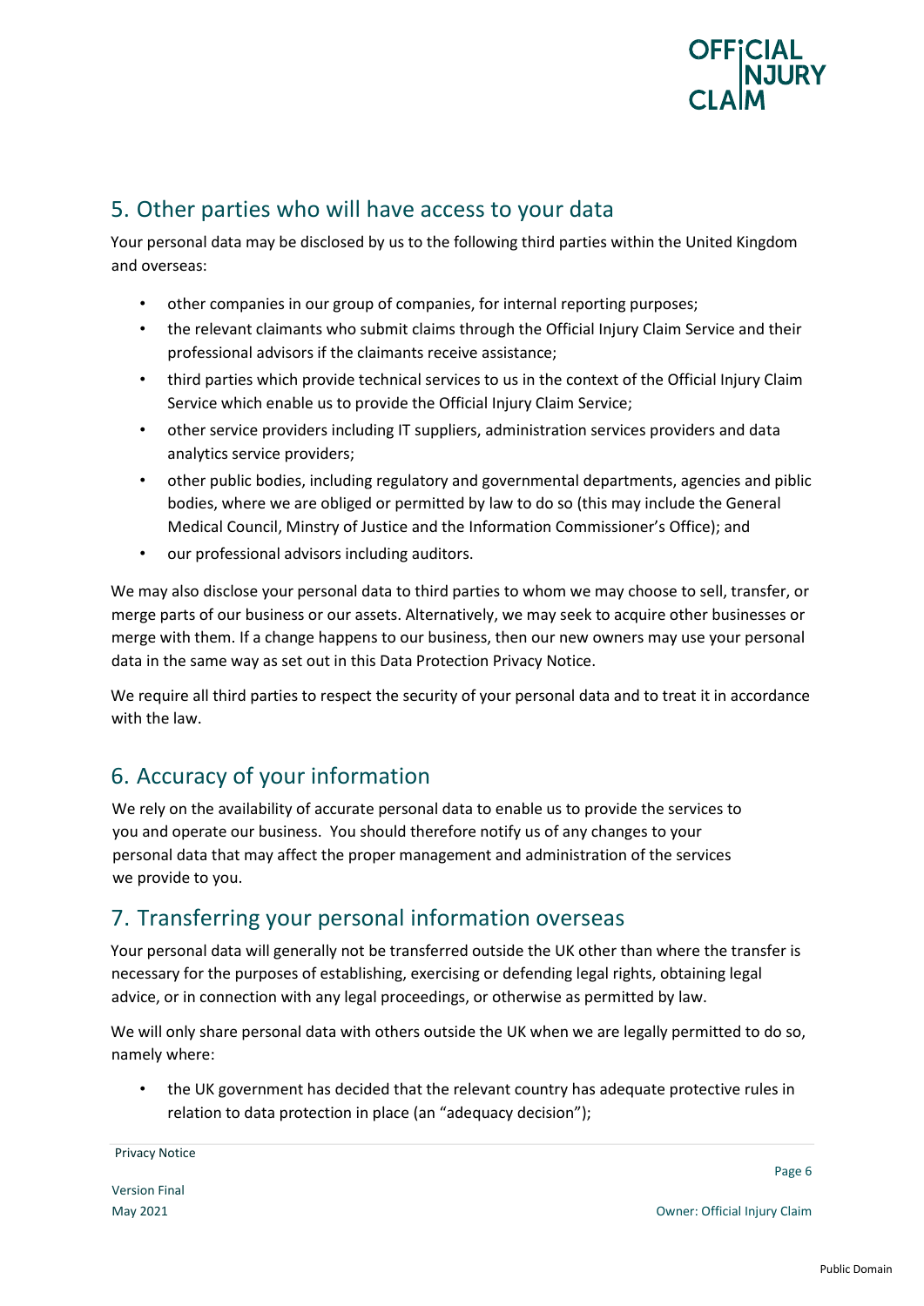## 5. Other parties who will have access to your data

Your personal data may be disclosed by us to the following third parties within the United Kingdom and overseas:

- other companies in our group of companies, for internal reporting purposes;
- the relevant claimants who submit claims through the Official Injury Claim Service and their professional advisors if the claimants receive assistance;
- third parties which provide technical services to us in the context of the Official Injury Claim Service which enable us to provide the Official Injury Claim Service;
- other service providers including IT suppliers, administration services providers and data analytics service providers;
- other public bodies, including regulatory and governmental departments, agencies and piblic bodies, where we are obliged or permitted by law to do so (this may include the General Medical Council, Minstry of Justice and the Information Commissioner's Office); and
- our professional advisors including auditors.

We may also disclose your personal data to third parties to whom we may choose to sell, transfer, or merge parts of our business or our assets. Alternatively, we may seek to acquire other businesses or merge with them. If a change happens to our business, then our new owners may use your personal data in the same way as set out in this Data Protection Privacy Notice.

We require all third parties to respect the security of your personal data and to treat it in accordance with the law.

## 6. Accuracy of your information

We rely on the availability of accurate personal data to enable us to provide the services to you and operate our business. You should therefore notify us of any changes to your personal data that may affect the proper management and administration of the services we provide to you.

## 7. Transferring your personal information overseas

Your personal data will generally not be transferred outside the UK other than where the transfer is necessary for the purposes of establishing, exercising or defending legal rights, obtaining legal advice, or in connection with any legal proceedings, or otherwise as permitted by law.

We will only share personal data with others outside the UK when we are legally permitted to do so, namely where:

- the UK government has decided that the relevant country has adequate protective rules in relation to data protection in place (an "adequacy decision");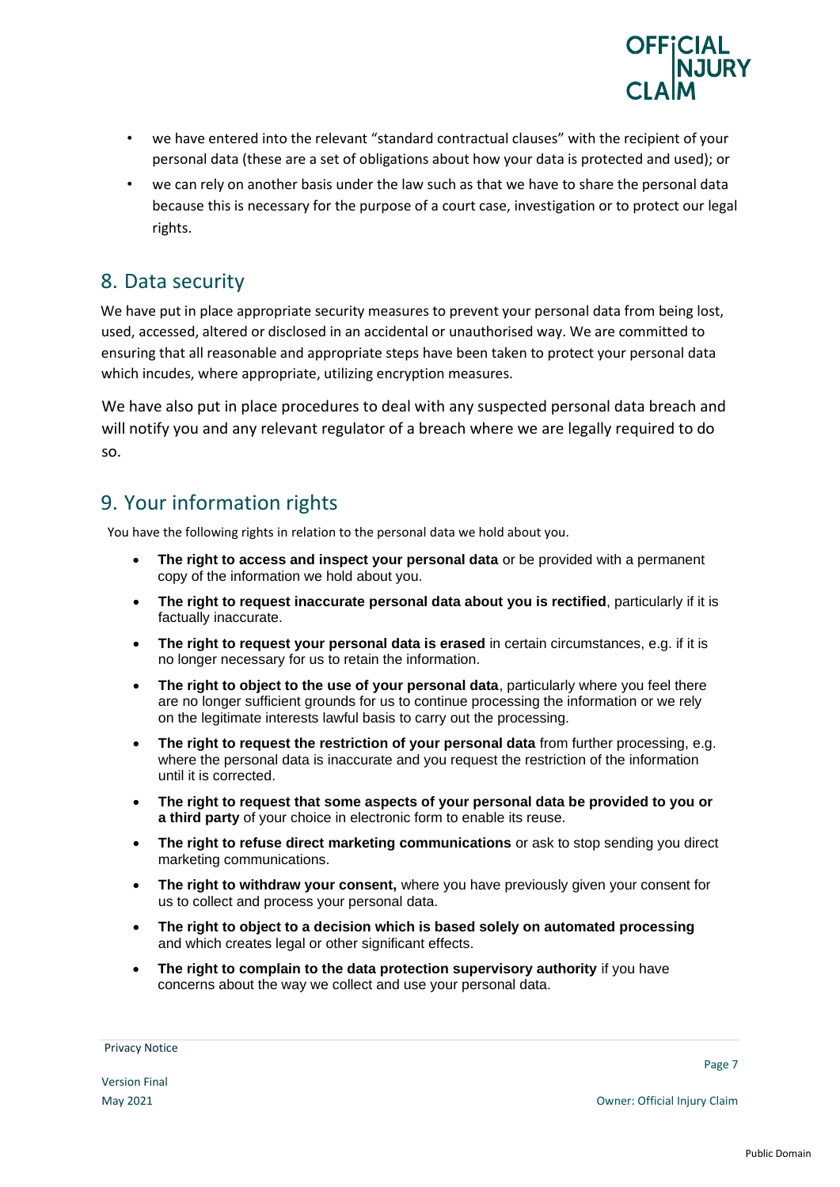- we have entered into the relevant "standard contractual clauses" with the recipient of your personal data (these are a set of obligations about how your data is protected and used); or
- we can rely on another basis under the law such as that we have to share the personal data because this is necessary for the purpose of a court case, investigation or to protect our legal rights.

## 8. Data security

We have put in place appropriate security measures to prevent your personal data from being lost, used, accessed, altered or disclosed in an accidental or unauthorised way. We are committed to ensuring that all reasonable and appropriate steps have been taken to protect your personal data which incudes, where appropriate, utilizing encryption measures.

We have also put in place procedures to deal with any suspected personal data breach and will notify you and any relevant regulator of a breach where we are legally required to do so.

## 9. Your information rights

You have the following rights in relation to the personal data we hold about you.

- **The right to access and inspect your personal data** or be provided with a permanent copy of the information we hold about you.
- **The right to request inaccurate personal data about you is rectified**, particularly if it is factually inaccurate.
- **The right to request your personal data is erased** in certain circumstances, e.g. if it is no longer necessary for us to retain the information.
- **The right to object to the use of your personal data**, particularly where you feel there are no longer sufficient grounds for us to continue processing the information or we rely on the legitimate interests lawful basis to carry out the processing.
- **The right to request the restriction of your personal data** from further processing, e.g. where the personal data is inaccurate and you request the restriction of the information until it is corrected.
- **The right to request that some aspects of your personal data be provided to you or a third party** of your choice in electronic form to enable its reuse.
- **The right to refuse direct marketing communications** or ask to stop sending you direct marketing communications.
- **The right to withdraw your consent,** where you have previously given your consent for us to collect and process your personal data.
- **The right to object to a decision which is based solely on automated processing** and which creates legal or other significant effects.
- **The right to complain to the data protection supervisory authority** if you have concerns about the way we collect and use your personal data.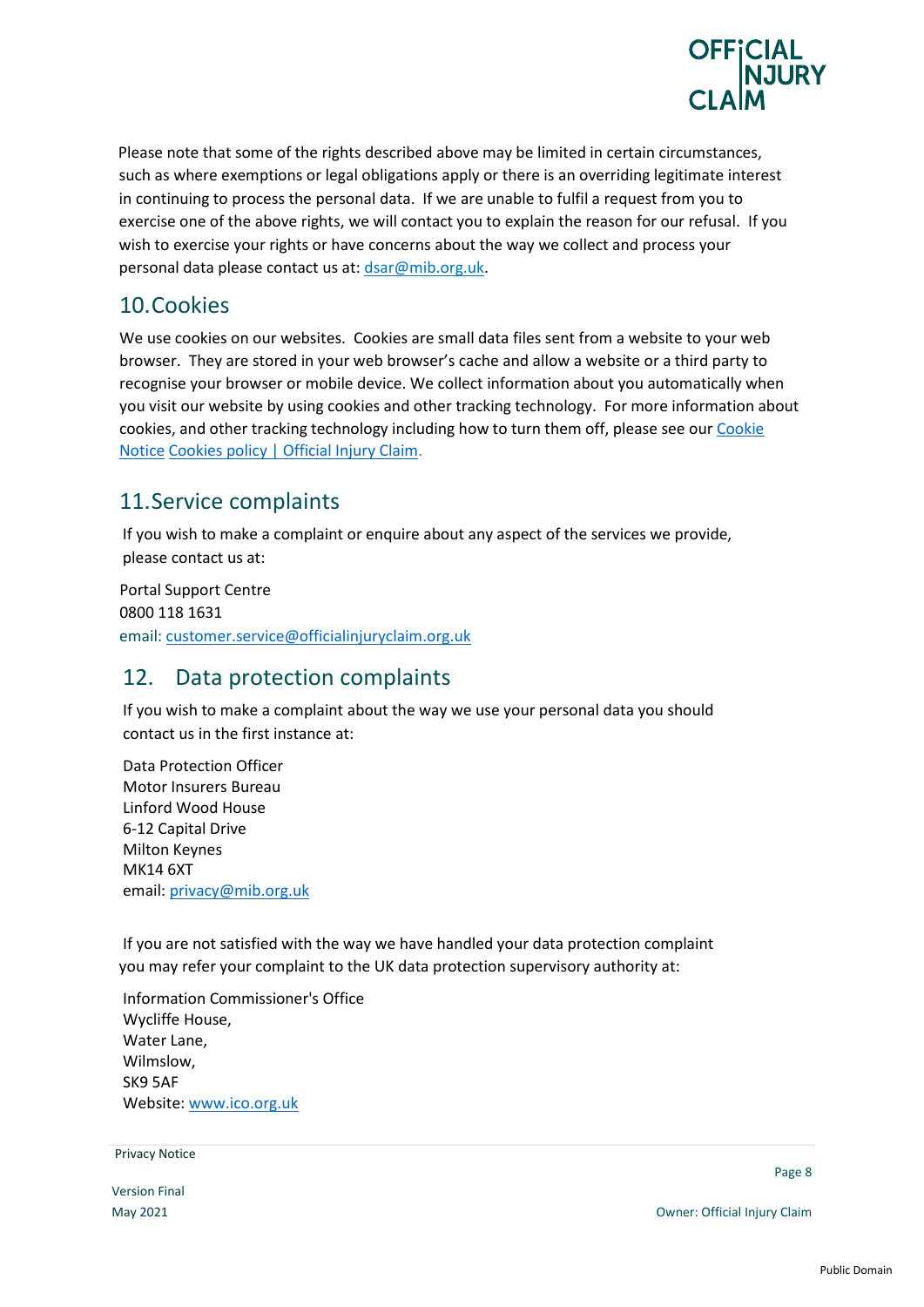Please note that some of the rights described above may be limited in certain circumstances, such as where exemptions or legal obligations apply or there is an overriding legitimate interest in continuing to process the personal data. If we are unable to fulfil a request from you to exercise one of the above rights, we will contact you to explain the reason for our refusal. If you wish to exercise your rights or have concerns about the way we collect and process your personal data please contact us at: dsar@mib.org.uk.

## 10. Cookies

We use cookies on our websites. Cookies are small data files sent from a website to your web browser. They are stored in your web browser's cache and allow a website or a third party to recognise your browser or mobile device. We collect information about you automatically when you visit our website by using cookies and other tracking technology. For more information about cookies, and other tracking technology including how to turn them off, please see our Cookie Notice Cookies policy | Official Injury Claim.

## 11. Service complaints

If you wish to make a complaint or enquire about any aspect of the services we provide, please contact us at:

Portal Support Centre
0800 118 1631
email: customer.service@officialinjuryclaim.org.uk

## 12. Data protection complaints

If you wish to make a complaint about the way we use your personal data you should contact us in the first instance at:

Data Protection Officer
Motor Insurers Bureau
Linford Wood House
6-12 Capital Drive
Milton Keynes
MK14 6XT
email: privacy@mib.org.uk

If you are not satisfied with the way we have handled your data protection complaint you may refer your complaint to the UK data protection supervisory authority at:

Information Commissioner's Office
Wycliffe House,
Water Lane,
Wilmslow,
SK9 5AF
Website: www.ico.org.uk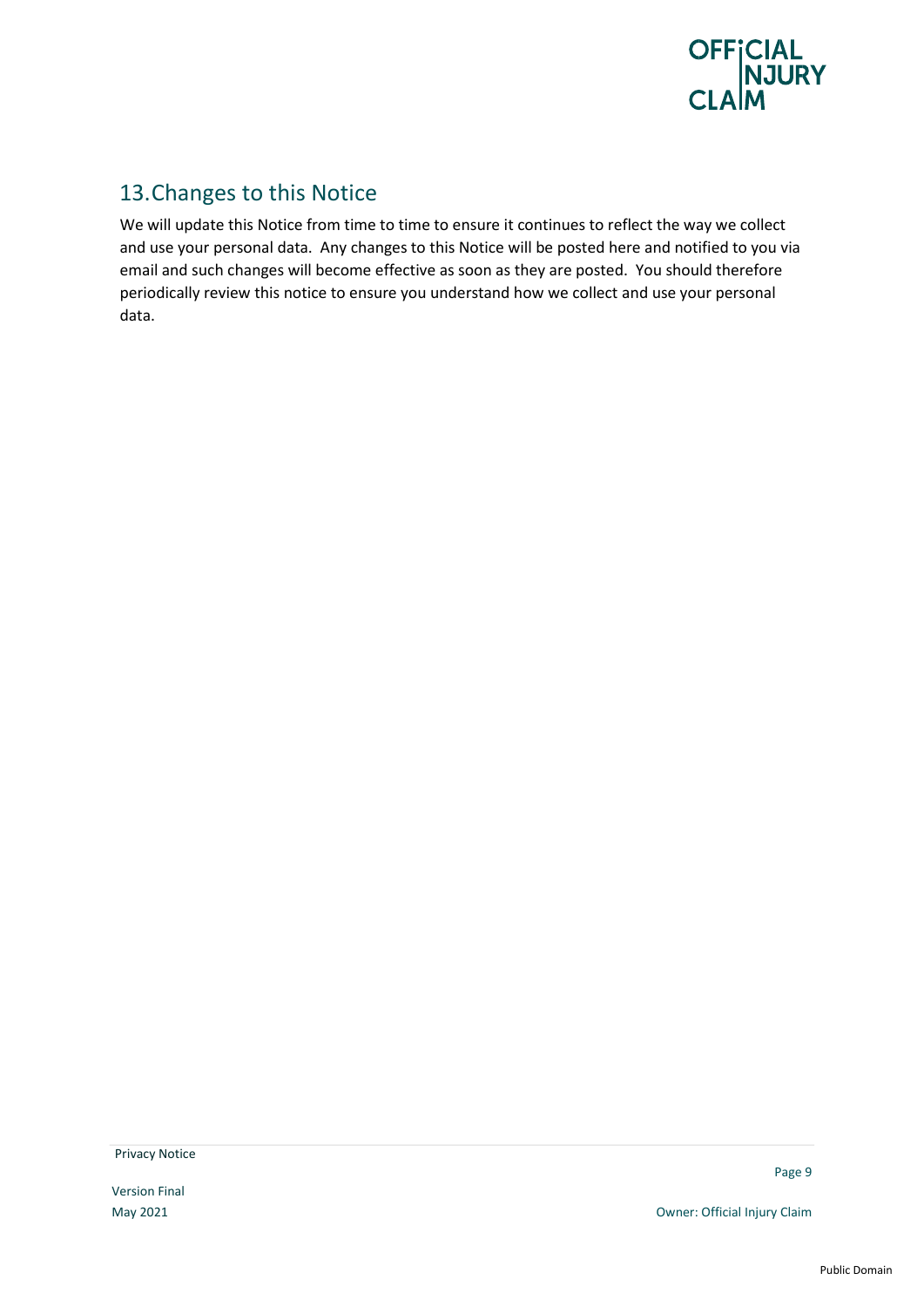## 13. Changes to this Notice

We will update this Notice from time to time to ensure it continues to reflect the way we collect and use your personal data. Any changes to this Notice will be posted here and notified to you via email and such changes will become effective as soon as they are posted. You should therefore periodically review this notice to ensure you understand how we collect and use your personal data.